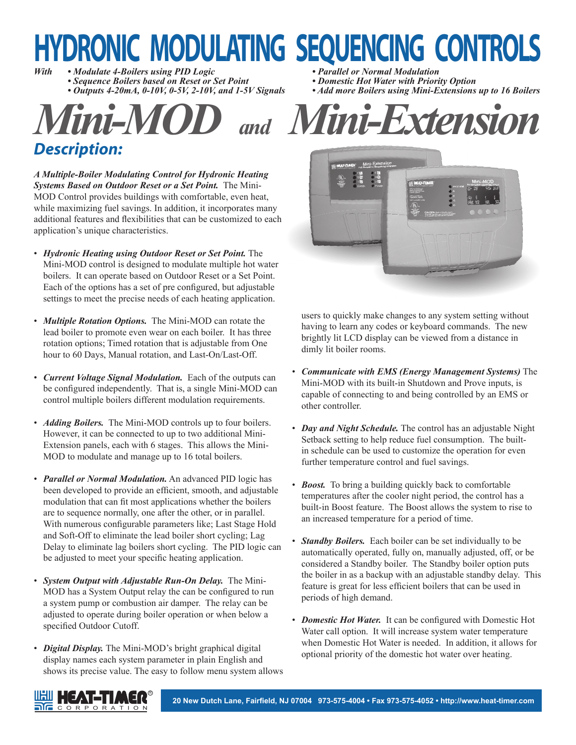# HYDRONIC MODULATING SEQUENCING CONTROLS

*With*
- ***Modulate 4-Boilers using PID Logic***
- ***Sequence Boilers based on Reset or Set Point***
- ***Outputs 4-20mA, 0-10V, 0-5V, 2-10V, and 1-5V Signals***
- ***Parallel or Normal Modulation***
- ***Domestic Hot Water with Priority Option***
- ***Add more Boilers using Mini-Extensions up to 16 Boilers***

# *Mini-MOD and Mini-Extension*

## *Description:*

***A Multiple-Boiler Modulating Control for Hydronic Heating Systems Based on Outdoor Reset or a Set Point.*** The Mini-MOD Control provides buildings with comfortable, even heat, while maximizing fuel savings. In addition, it incorporates many additional features and flexibilities that can be customized to each application's unique characteristics.

- ***Hydronic Heating using Outdoor Reset or Set Point.*** The Mini-MOD control is designed to modulate multiple hot water boilers. It can operate based on Outdoor Reset or a Set Point. Each of the options has a set of pre configured, but adjustable settings to meet the precise needs of each heating application.

- ***Multiple Rotation Options.*** The Mini-MOD can rotate the lead boiler to promote even wear on each boiler. It has three rotation options; Timed rotation that is adjustable from One hour to 60 Days, Manual rotation, and Last-On/Last-Off.

- ***Current Voltage Signal Modulation.*** Each of the outputs can be configured independently. That is, a single Mini-MOD can control multiple boilers different modulation requirements.

- ***Adding Boilers.*** The Mini-MOD controls up to four boilers. However, it can be connected to up to two additional Mini-Extension panels, each with 6 stages. This allows the Mini-MOD to modulate and manage up to 16 total boilers.

- ***Parallel or Normal Modulation.*** An advanced PID logic has been developed to provide an efficient, smooth, and adjustable modulation that can fit most applications whether the boilers are to sequence normally, one after the other, or in parallel. With numerous configurable parameters like; Last Stage Hold and Soft-Off to eliminate the lead boiler short cycling; Lag Delay to eliminate lag boilers short cycling. The PID logic can be adjusted to meet your specific heating application.

- ***System Output with Adjustable Run-On Delay.*** The Mini-MOD has a System Output relay the can be configured to run a system pump or combustion air damper. The relay can be adjusted to operate during boiler operation or when below a specified Outdoor Cutoff.

- ***Digital Display.*** The Mini-MOD's bright graphical digital display names each system parameter in plain English and shows its precise value. The easy to follow menu system allows users to quickly make changes to any system setting without having to learn any codes or keyboard commands. The new brightly lit LCD display can be viewed from a distance in dimly lit boiler rooms.

- ***Communicate with EMS (Energy Management Systems)*** The Mini-MOD with its built-in Shutdown and Prove inputs, is capable of connecting to and being controlled by an EMS or other controller.

- ***Day and Night Schedule.*** The control has an adjustable Night Setback setting to help reduce fuel consumption. The built-in schedule can be used to customize the operation for even further temperature control and fuel savings.

- ***Boost.*** To bring a building quickly back to comfortable temperatures after the cooler night period, the control has a built-in Boost feature. The Boost allows the system to rise to an increased temperature for a period of time.

- ***Standby Boilers.*** Each boiler can be set individually to be automatically operated, fully on, manually adjusted, off, or be considered a Standby boiler. The Standby boiler option puts the boiler in as a backup with an adjustable standby delay. This feature is great for less efficient boilers that can be used in periods of high demand.

- ***Domestic Hot Water.*** It can be configured with Domestic Hot Water call option. It will increase system water temperature when Domestic Hot Water is needed. In addition, it allows for optional priority of the domestic hot water over heating.

HEAT-TIMER® CORPORATION

**20 New Dutch Lane, Fairfield, NJ 07004 973-575-4004 • Fax 973-575-4052 • http://www.heat-timer.com**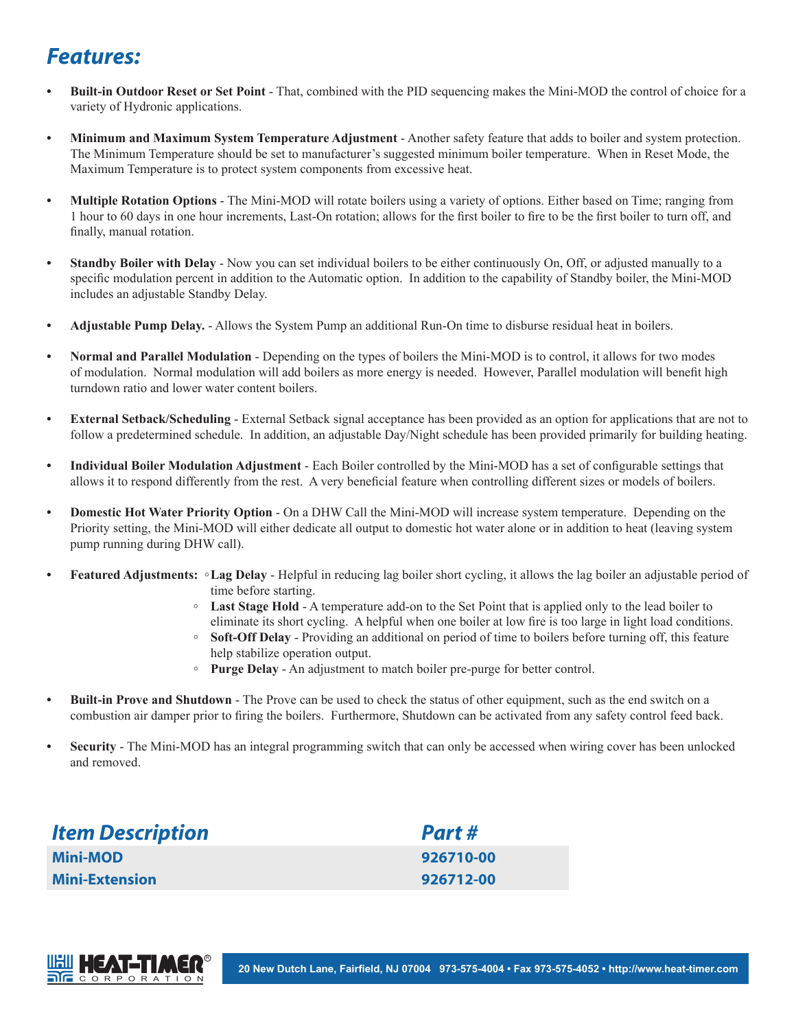## *Features:*

- **Built-in Outdoor Reset or Set Point** - That, combined with the PID sequencing makes the Mini-MOD the control of choice for a variety of Hydronic applications.

- **Minimum and Maximum System Temperature Adjustment** - Another safety feature that adds to boiler and system protection. The Minimum Temperature should be set to manufacturer's suggested minimum boiler temperature. When in Reset Mode, the Maximum Temperature is to protect system components from excessive heat.

- **Multiple Rotation Options** - The Mini-MOD will rotate boilers using a variety of options. Either based on Time; ranging from 1 hour to 60 days in one hour increments, Last-On rotation; allows for the first boiler to fire to be the first boiler to turn off, and finally, manual rotation.

- **Standby Boiler with Delay** - Now you can set individual boilers to be either continuously On, Off, or adjusted manually to a specific modulation percent in addition to the Automatic option. In addition to the capability of Standby boiler, the Mini-MOD includes an adjustable Standby Delay.

- **Adjustable Pump Delay.** - Allows the System Pump an additional Run-On time to disburse residual heat in boilers.

- **Normal and Parallel Modulation** - Depending on the types of boilers the Mini-MOD is to control, it allows for two modes of modulation. Normal modulation will add boilers as more energy is needed. However, Parallel modulation will benefit high turndown ratio and lower water content boilers.

- **External Setback/Scheduling** - External Setback signal acceptance has been provided as an option for applications that are not to follow a predetermined schedule. In addition, an adjustable Day/Night schedule has been provided primarily for building heating.

- **Individual Boiler Modulation Adjustment** - Each Boiler controlled by the Mini-MOD has a set of configurable settings that allows it to respond differently from the rest. A very beneficial feature when controlling different sizes or models of boilers.

- **Domestic Hot Water Priority Option** - On a DHW Call the Mini-MOD will increase system temperature. Depending on the Priority setting, the Mini-MOD will either dedicate all output to domestic hot water alone or in addition to heat (leaving system pump running during DHW call).

- **Featured Adjustments:**
  - **Lag Delay** - Helpful in reducing lag boiler short cycling, it allows the lag boiler an adjustable period of time before starting.
  - **Last Stage Hold** - A temperature add-on to the Set Point that is applied only to the lead boiler to eliminate its short cycling. A helpful when one boiler at low fire is too large in light load conditions.
  - **Soft-Off Delay** - Providing an additional on period of time to boilers before turning off, this feature help stabilize operation output.
  - **Purge Delay** - An adjustment to match boiler pre-purge for better control.

- **Built-in Prove and Shutdown** - The Prove can be used to check the status of other equipment, such as the end switch on a combustion air damper prior to firing the boilers. Furthermore, Shutdown can be activated from any safety control feed back.

- **Security** - The Mini-MOD has an integral programming switch that can only be accessed when wiring cover has been unlocked and removed.

| *Item Description* | *Part #* |
|---|---|
| **Mini-MOD** | **926710-00** |
| **Mini-Extension** | **926712-00** |

HEAT-TIMER® CORPORATION

20 New Dutch Lane, Fairfield, NJ 07004 973-575-4004 • Fax 973-575-4052 • http://www.heat-timer.com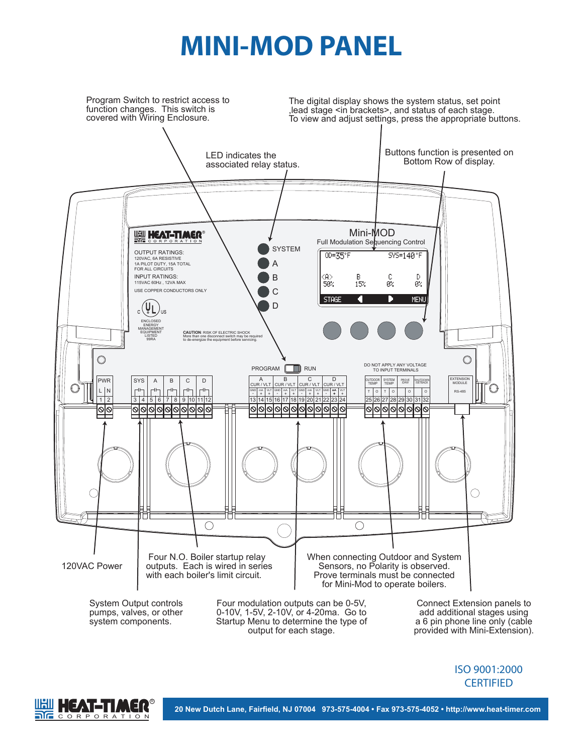# MINI-MOD PANEL

Program Switch to restrict access to function changes. This switch is covered with Wiring Enclosure.

The digital display shows the system status, set point ,lead stage <in brackets>, and status of each stage. To view and adjust settings, press the appropriate buttons.

LED indicates the associated relay status.

Buttons function is presented on Bottom Row of display.

120VAC Power

Four N.O. Boiler startup relay outputs. Each is wired in series with each boiler's limit circuit.

When connecting Outdoor and System Sensors, no Polarity is observed. Prove terminals must be connected for Mini-Mod to operate boilers.

System Output controls pumps, valves, or other system components.

Four modulation outputs can be 0-5V, 0-10V, 1-5V, 2-10V, or 4-20ma. Go to Startup Menu to determine the type of output for each stage.

Connect Extension panels to add additional stages using a 6 pin phone line only (cable provided with Mini-Extension).

ISO 9001:2000 CERTIFIED

HEAT-TIMER CORPORATION

20 New Dutch Lane, Fairfield, NJ 07004 973-575-4004 • Fax 973-575-4052 • http://www.heat-timer.com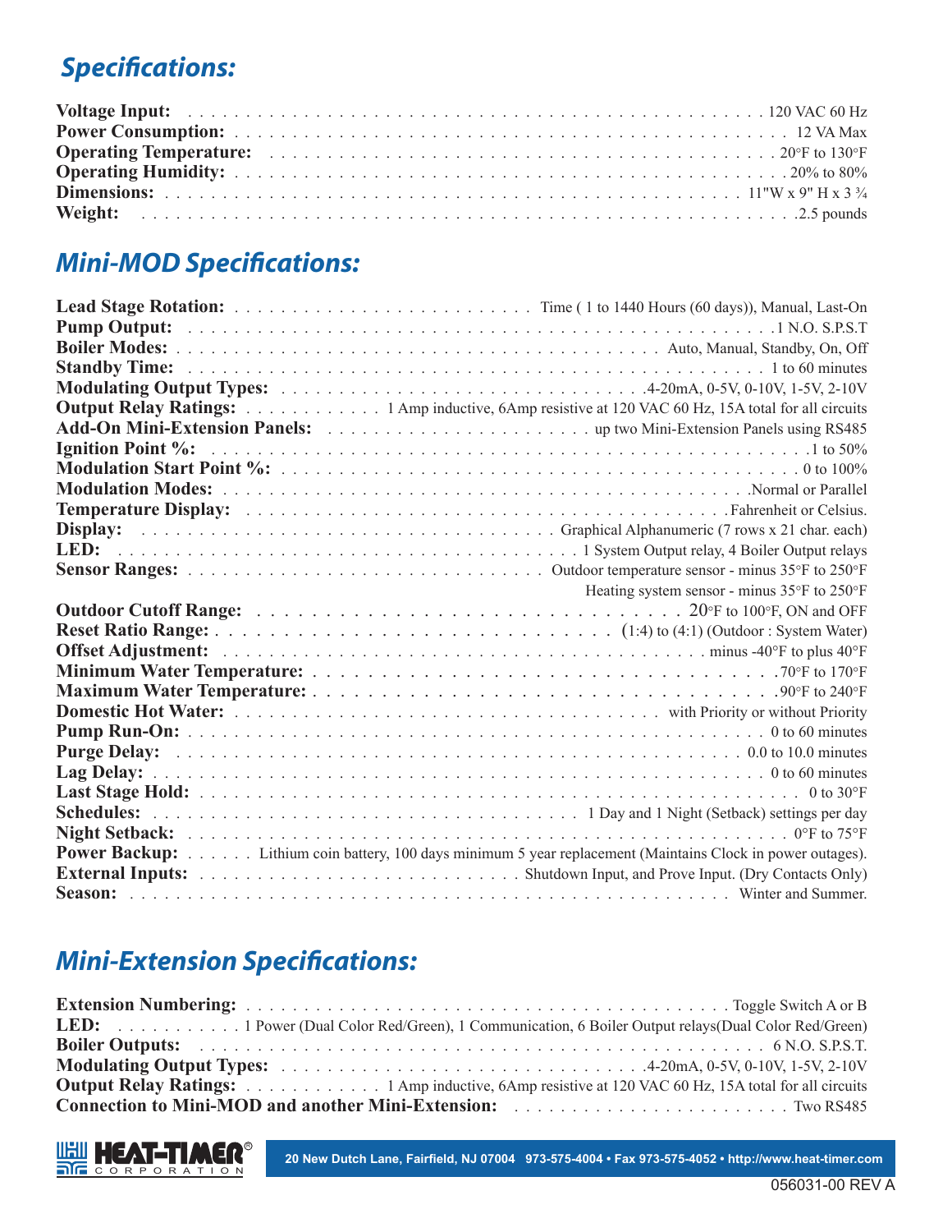## *Specifications:*

**Voltage Input:** 120 VAC 60 Hz
**Power Consumption:** 12 VA Max
**Operating Temperature:** 20°F to 130°F
**Operating Humidity:** 20% to 80%
**Dimensions:** 11"W x 9" H x 3 ¾
**Weight:** 2.5 pounds

## *Mini-MOD Specifications:*

**Lead Stage Rotation:** Time ( 1 to 1440 Hours (60 days)), Manual, Last-On
**Pump Output:** 1 N.O. S.P.S.T
**Boiler Modes:** Auto, Manual, Standby, On, Off
**Standby Time:** 1 to 60 minutes
**Modulating Output Types:** 4-20mA, 0-5V, 0-10V, 1-5V, 2-10V
**Output Relay Ratings:** 1 Amp inductive, 6Amp resistive at 120 VAC 60 Hz, 15A total for all circuits
**Add-On Mini-Extension Panels:** up two Mini-Extension Panels using RS485
**Ignition Point %:** 1 to 50%
**Modulation Start Point %:** 0 to 100%
**Modulation Modes:** Normal or Parallel
**Temperature Display:** Fahrenheit or Celsius.
**Display:** Graphical Alphanumeric (7 rows x 21 char. each)
**LED:** 1 System Output relay, 4 Boiler Output relays
**Sensor Ranges:** Outdoor temperature sensor - minus 35°F to 250°F
Heating system sensor - minus 35°F to 250°F
**Outdoor Cutoff Range:** 20°F to 100°F, ON and OFF
**Reset Ratio Range:** (1:4) to (4:1) (Outdoor : System Water)
**Offset Adjustment:** minus -40°F to plus 40°F
**Minimum Water Temperature:** 70°F to 170°F
**Maximum Water Temperature:** 90°F to 240°F
**Domestic Hot Water:** with Priority or without Priority
**Pump Run-On:** 0 to 60 minutes
**Purge Delay:** 0.0 to 10.0 minutes
**Lag Delay:** 0 to 60 minutes
**Last Stage Hold:** 0 to 30°F
**Schedules:** 1 Day and 1 Night (Setback) settings per day
**Night Setback:** 0°F to 75°F
**Power Backup:** Lithium coin battery, 100 days minimum 5 year replacement (Maintains Clock in power outages).
**External Inputs:** Shutdown Input, and Prove Input. (Dry Contacts Only)
**Season:** Winter and Summer.

## *Mini-Extension Specifications:*

**Extension Numbering:** Toggle Switch A or B
**LED:** 1 Power (Dual Color Red/Green), 1 Communication, 6 Boiler Output relays(Dual Color Red/Green)
**Boiler Outputs:** 6 N.O. S.P.S.T.
**Modulating Output Types:** 4-20mA, 0-5V, 0-10V, 1-5V, 2-10V
**Output Relay Ratings:** 1 Amp inductive, 6Amp resistive at 120 VAC 60 Hz, 15A total for all circuits
**Connection to Mini-MOD and another Mini-Extension:** Two RS485

HEAT-TIMER® CORPORATION

20 New Dutch Lane, Fairfield, NJ 07004 973-575-4004 • Fax 973-575-4052 • http://www.heat-timer.com

056031-00 REV A